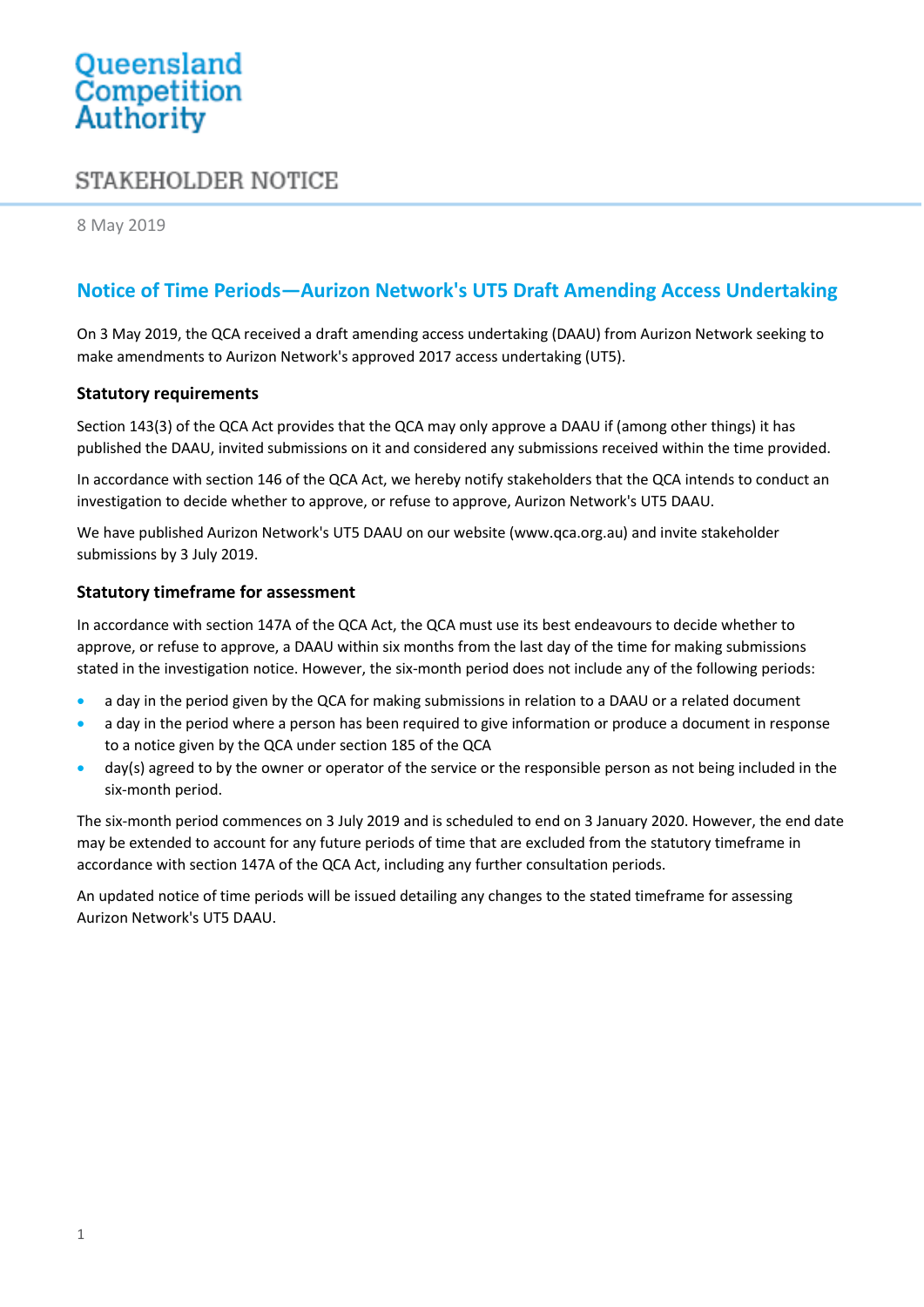Queensland Competition Authority

STAKEHOLDER NOTICE

8 May 2019

# Notice of Time Periods—Aurizon Network's UT5 Draft Amending Access Undertaking

On 3 May 2019, the QCA received a draft amending access undertaking (DAAU) from Aurizon Network seeking to make amendments to Aurizon Network's approved 2017 access undertaking (UT5).

## Statutory requirements

Section 143(3) of the QCA Act provides that the QCA may only approve a DAAU if (among other things) it has published the DAAU, invited submissions on it and considered any submissions received within the time provided.

In accordance with section 146 of the QCA Act, we hereby notify stakeholders that the QCA intends to conduct an investigation to decide whether to approve, or refuse to approve, Aurizon Network's UT5 DAAU.

We have published Aurizon Network's UT5 DAAU on our website (www.qca.org.au) and invite stakeholder submissions by 3 July 2019.

## Statutory timeframe for assessment

In accordance with section 147A of the QCA Act, the QCA must use its best endeavours to decide whether to approve, or refuse to approve, a DAAU within six months from the last day of the time for making submissions stated in the investigation notice. However, the six-month period does not include any of the following periods:

- a day in the period given by the QCA for making submissions in relation to a DAAU or a related document
- a day in the period where a person has been required to give information or produce a document in response to a notice given by the QCA under section 185 of the QCA
- day(s) agreed to by the owner or operator of the service or the responsible person as not being included in the six-month period.

The six-month period commences on 3 July 2019 and is scheduled to end on 3 January 2020. However, the end date may be extended to account for any future periods of time that are excluded from the statutory timeframe in accordance with section 147A of the QCA Act, including any further consultation periods.

An updated notice of time periods will be issued detailing any changes to the stated timeframe for assessing Aurizon Network's UT5 DAAU.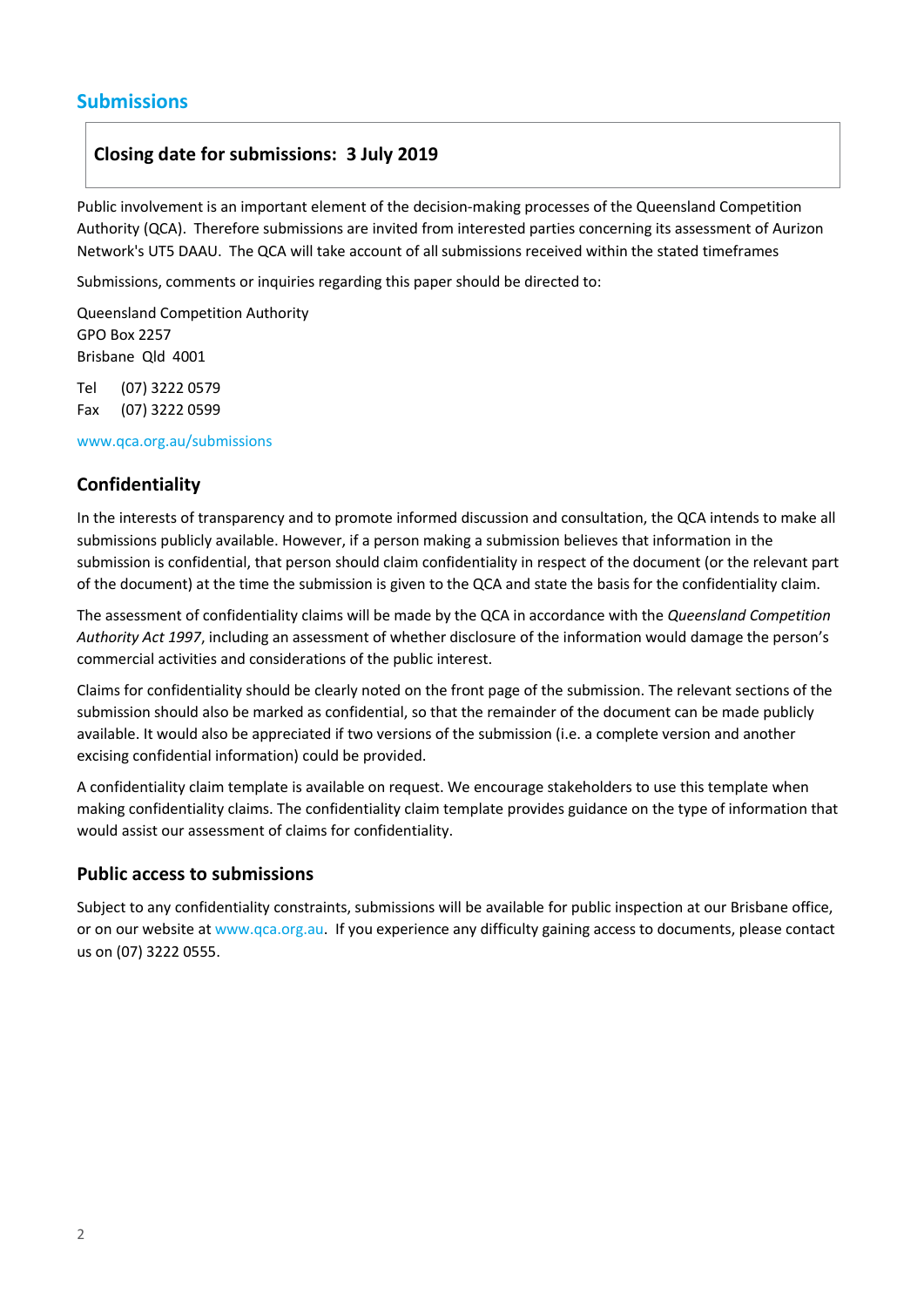## Submissions

**Closing date for submissions: 3 July 2019**

Public involvement is an important element of the decision-making processes of the Queensland Competition Authority (QCA). Therefore submissions are invited from interested parties concerning its assessment of Aurizon Network's UT5 DAAU. The QCA will take account of all submissions received within the stated timeframes

Submissions, comments or inquiries regarding this paper should be directed to:

Queensland Competition Authority
GPO Box 2257
Brisbane Qld 4001

Tel (07) 3222 0579
Fax (07) 3222 0599

www.qca.org.au/submissions

### Confidentiality

In the interests of transparency and to promote informed discussion and consultation, the QCA intends to make all submissions publicly available. However, if a person making a submission believes that information in the submission is confidential, that person should claim confidentiality in respect of the document (or the relevant part of the document) at the time the submission is given to the QCA and state the basis for the confidentiality claim.

The assessment of confidentiality claims will be made by the QCA in accordance with the *Queensland Competition Authority Act 1997*, including an assessment of whether disclosure of the information would damage the person's commercial activities and considerations of the public interest.

Claims for confidentiality should be clearly noted on the front page of the submission. The relevant sections of the submission should also be marked as confidential, so that the remainder of the document can be made publicly available. It would also be appreciated if two versions of the submission (i.e. a complete version and another excising confidential information) could be provided.

A confidentiality claim template is available on request. We encourage stakeholders to use this template when making confidentiality claims. The confidentiality claim template provides guidance on the type of information that would assist our assessment of claims for confidentiality.

### Public access to submissions

Subject to any confidentiality constraints, submissions will be available for public inspection at our Brisbane office, or on our website at www.qca.org.au. If you experience any difficulty gaining access to documents, please contact us on (07) 3222 0555.